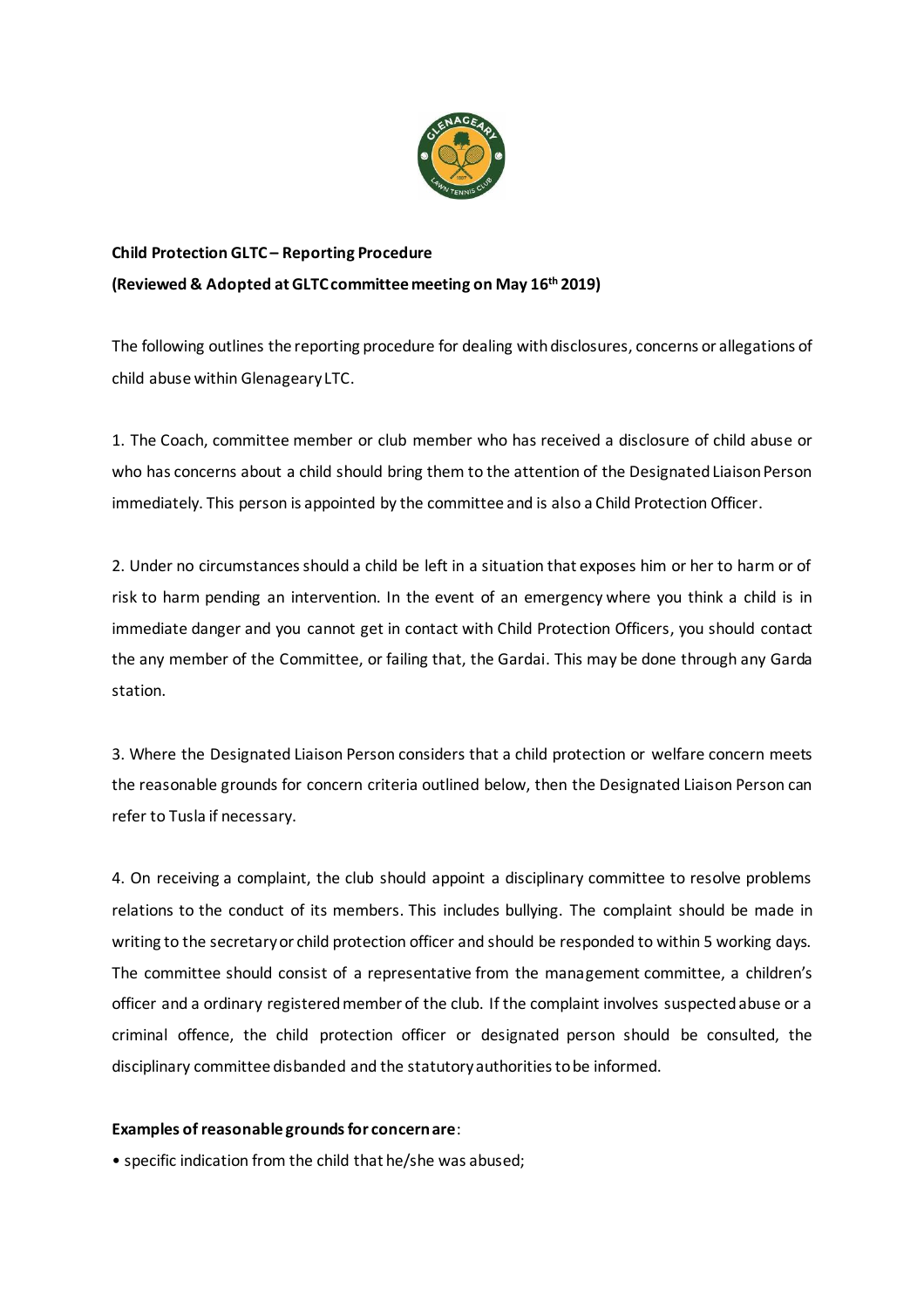**Child Protection GLTC – Reporting Procedure**

**(Reviewed & Adopted at GLTC committee meeting on May 16th 2019)**

The following outlines the reporting procedure for dealing with disclosures, concerns or allegations of child abuse within Glenageary LTC.

1. The Coach, committee member or club member who has received a disclosure of child abuse or who has concerns about a child should bring them to the attention of the Designated Liaison Person immediately. This person is appointed by the committee and is also a Child Protection Officer.

2. Under no circumstances should a child be left in a situation that exposes him or her to harm or of risk to harm pending an intervention. In the event of an emergency where you think a child is in immediate danger and you cannot get in contact with Child Protection Officers, you should contact the any member of the Committee, or failing that, the Gardai. This may be done through any Garda station.

3. Where the Designated Liaison Person considers that a child protection or welfare concern meets the reasonable grounds for concern criteria outlined below, then the Designated Liaison Person can refer to Tusla if necessary.

4. On receiving a complaint, the club should appoint a disciplinary committee to resolve problems relations to the conduct of its members. This includes bullying. The complaint should be made in writing to the secretary or child protection officer and should be responded to within 5 working days. The committee should consist of a representative from the management committee, a children's officer and a ordinary registered member of the club. If the complaint involves suspected abuse or a criminal offence, the child protection officer or designated person should be consulted, the disciplinary committee disbanded and the statutory authorities to be informed.

**Examples of reasonable grounds for concern are**:

- specific indication from the child that he/she was abused;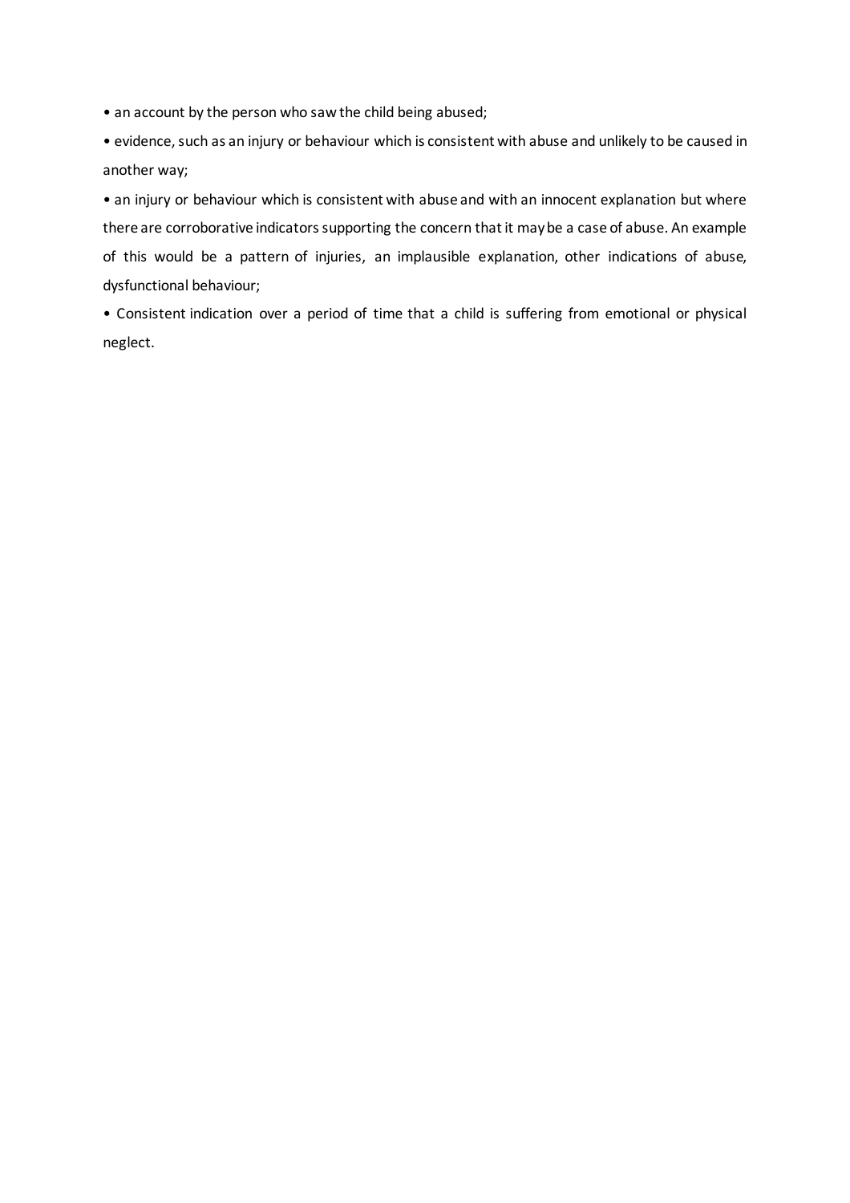- an account by the person who saw the child being abused;
- evidence, such as an injury or behaviour which is consistent with abuse and unlikely to be caused in another way;
- an injury or behaviour which is consistent with abuse and with an innocent explanation but where there are corroborative indicators supporting the concern that it may be a case of abuse. An example of this would be a pattern of injuries, an implausible explanation, other indications of abuse, dysfunctional behaviour;
- Consistent indication over a period of time that a child is suffering from emotional or physical neglect.